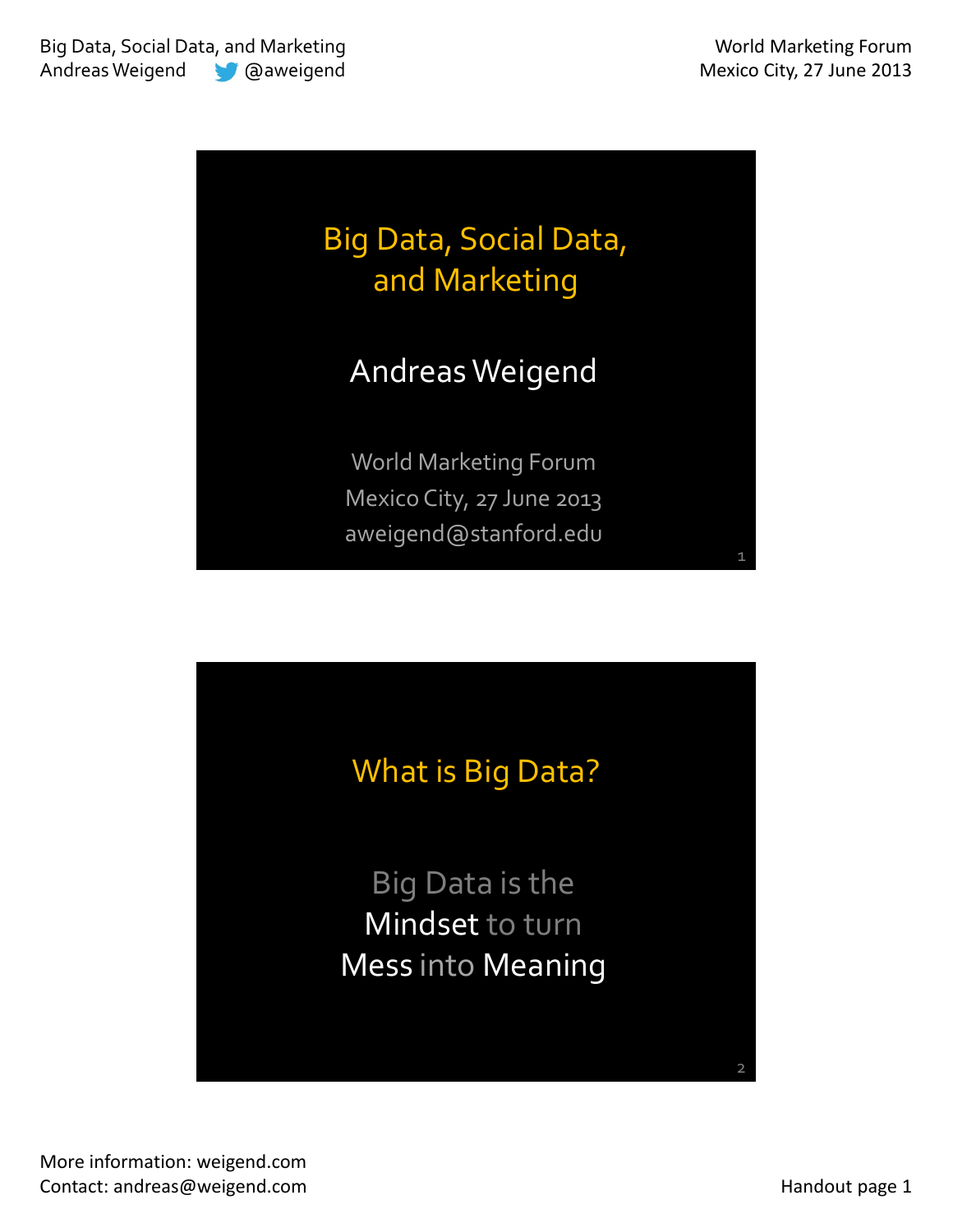# Big Data, Social Data, and Marketing

Andreas Weigend

World Marketing Forum
Mexico City, 27 June 2013
aweigend@stanford.edu

## What is Big Data?

Big Data is the
Mindset to turn
Mess into Meaning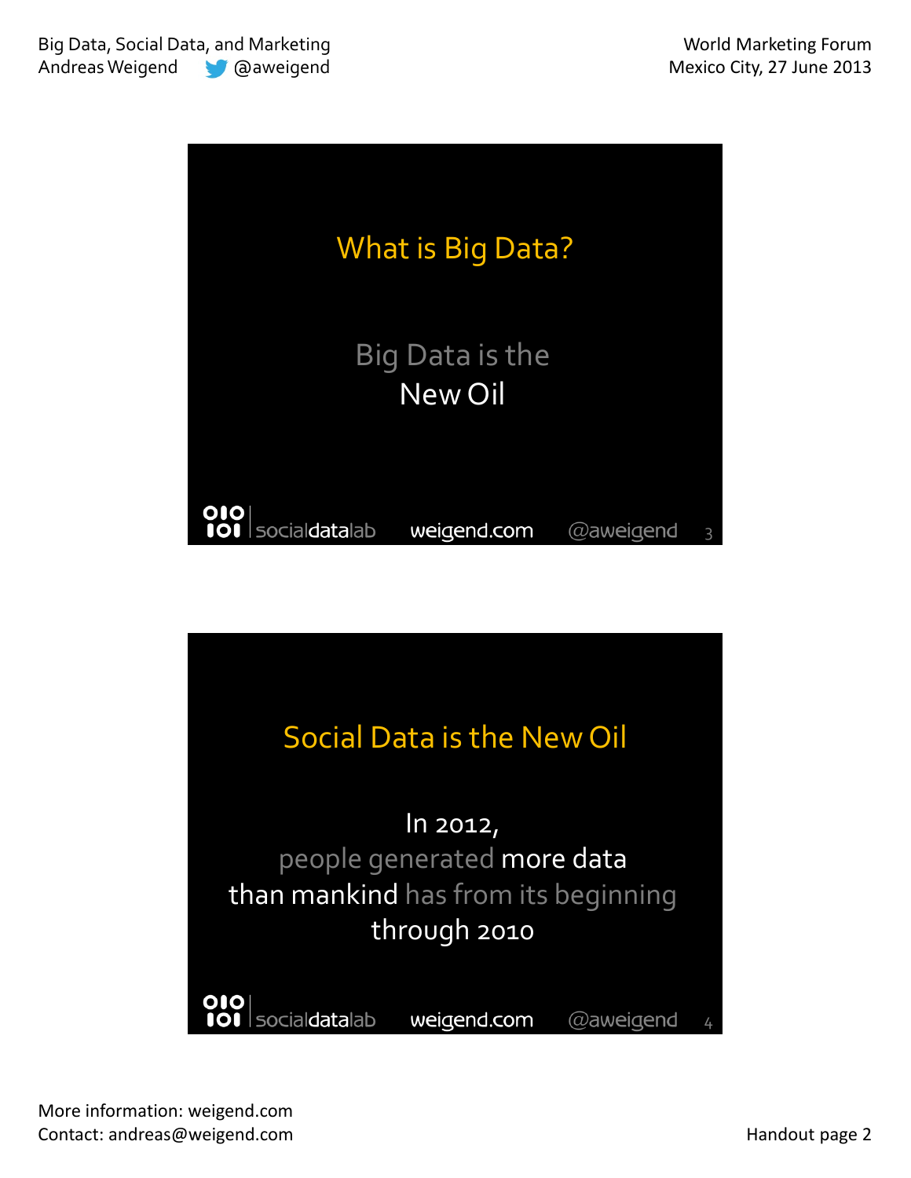## What is Big Data?

Big Data is the
New Oil

## Social Data is the New Oil

In 2012,
people generated more data
than mankind has from its beginning
through 2010

More information: weigend.com
Contact: andreas@weigend.com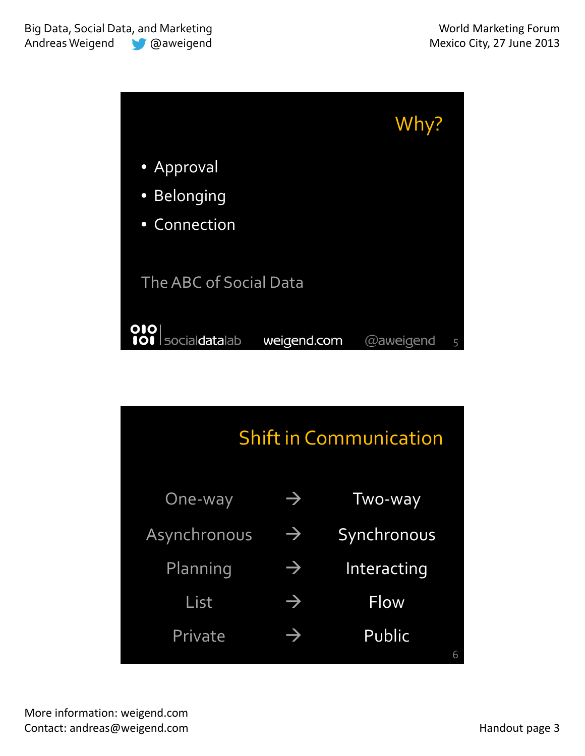## Why?

- Approval
- Belonging
- Connection

The ABC of Social Data

socialdatalab weigend.com @aweigend

## Shift in Communication

| | | |
|---|---|---|
| One-way | → | Two-way |
| Asynchronous | → | Synchronous |
| Planning | → | Interacting |
| List | → | Flow |
| Private | → | Public |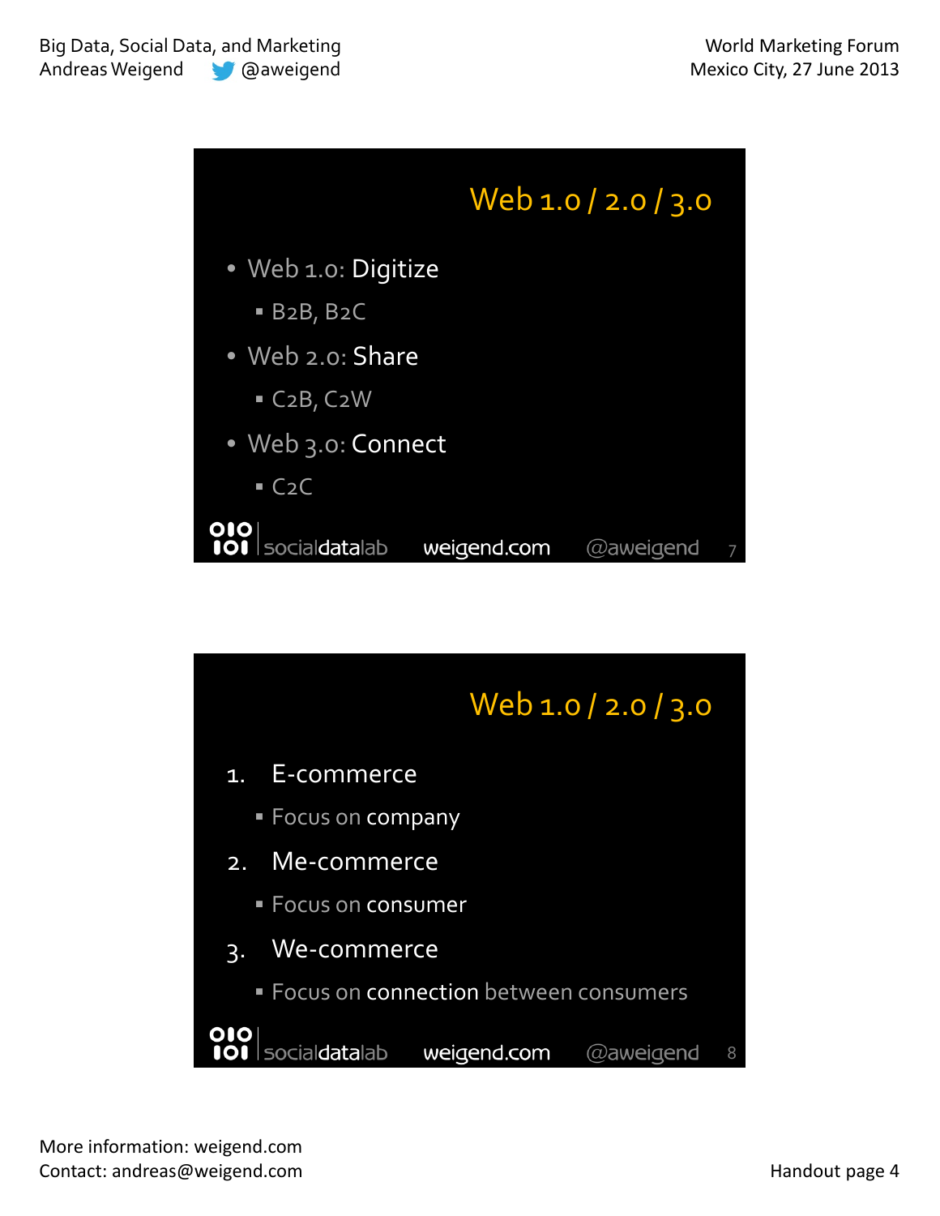## Web 1.0 / 2.0 / 3.0

- Web 1.0: Digitize
  - B2B, B2C
- Web 2.0: Share
  - C2B, C2W
- Web 3.0: Connect
  - C2C

socialdatalab weigend.com @aweigend 7

## Web 1.0 / 2.0 / 3.0

1. E-commerce
   - Focus on company
2. Me-commerce
   - Focus on consumer
3. We-commerce
   - Focus on connection between consumers

socialdatalab weigend.com @aweigend 8

More information: weigend.com
Contact: andreas@weigend.com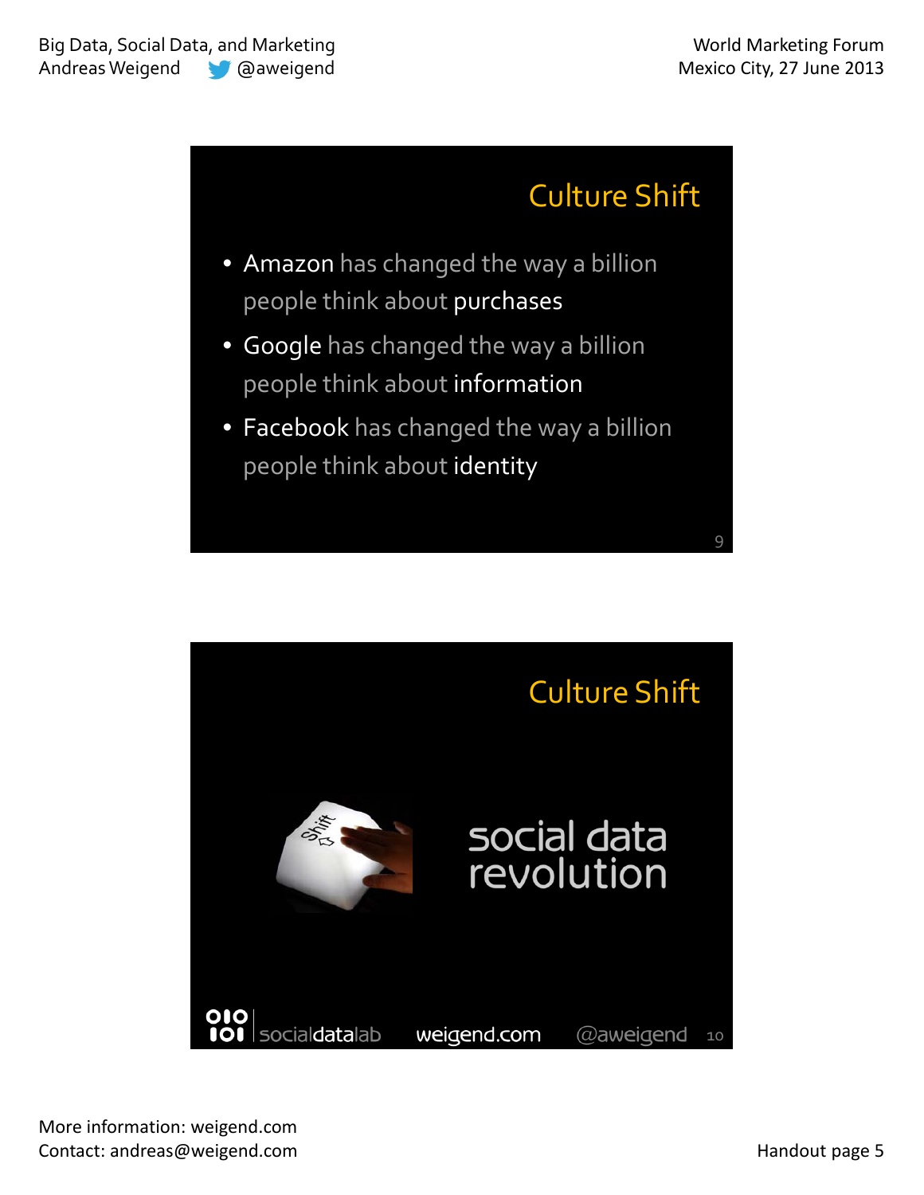## Culture Shift

- Amazon has changed the way a billion people think about purchases
- Google has changed the way a billion people think about information
- Facebook has changed the way a billion people think about identity

## Culture Shift

social data revolution

socialdatalab weigend.com @aweigend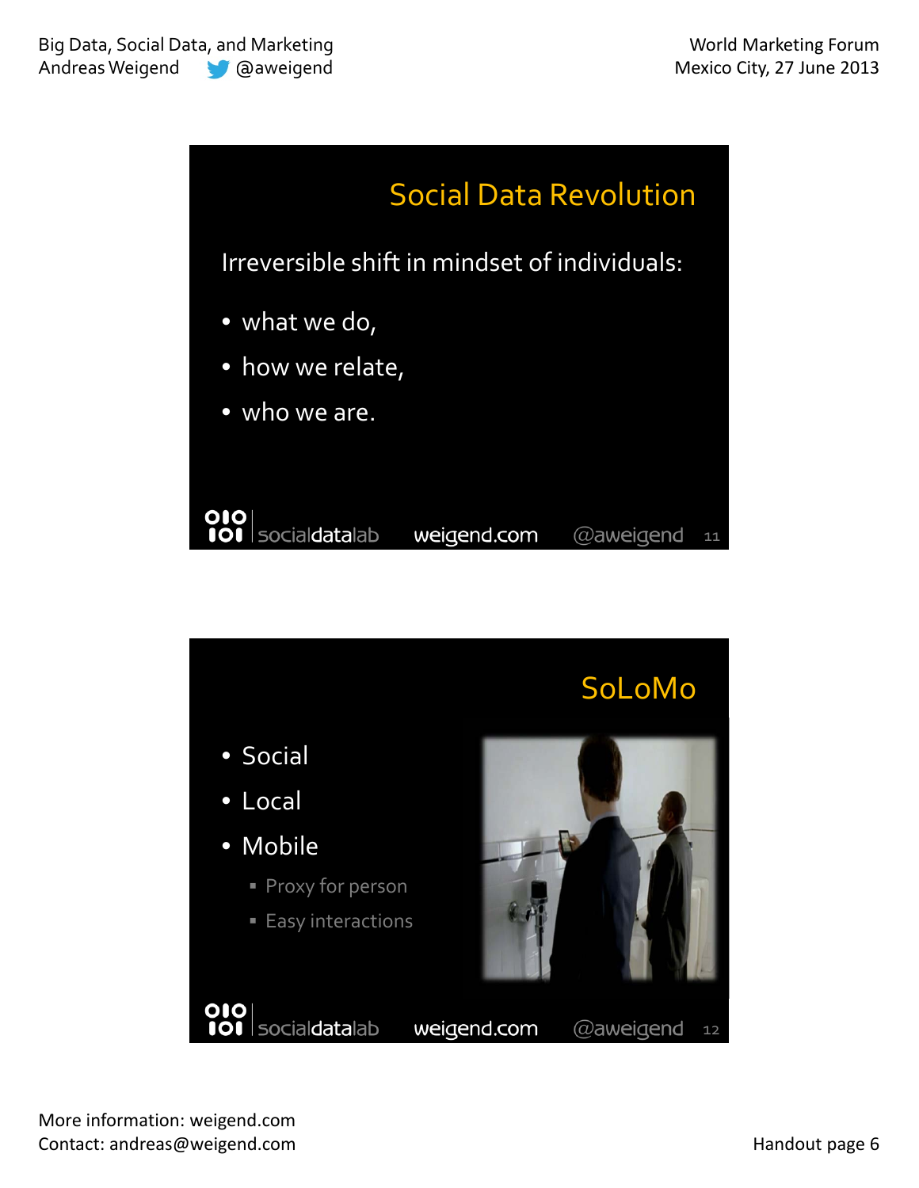## Social Data Revolution

Irreversible shift in mindset of individuals:

- what we do,
- how we relate,
- who we are.

socialdatalab weigend.com @aweigend

## SoLoMo

- Social
- Local
- Mobile
  - Proxy for person
  - Easy interactions

socialdatalab weigend.com @aweigend

More information: weigend.com
Contact: andreas@weigend.com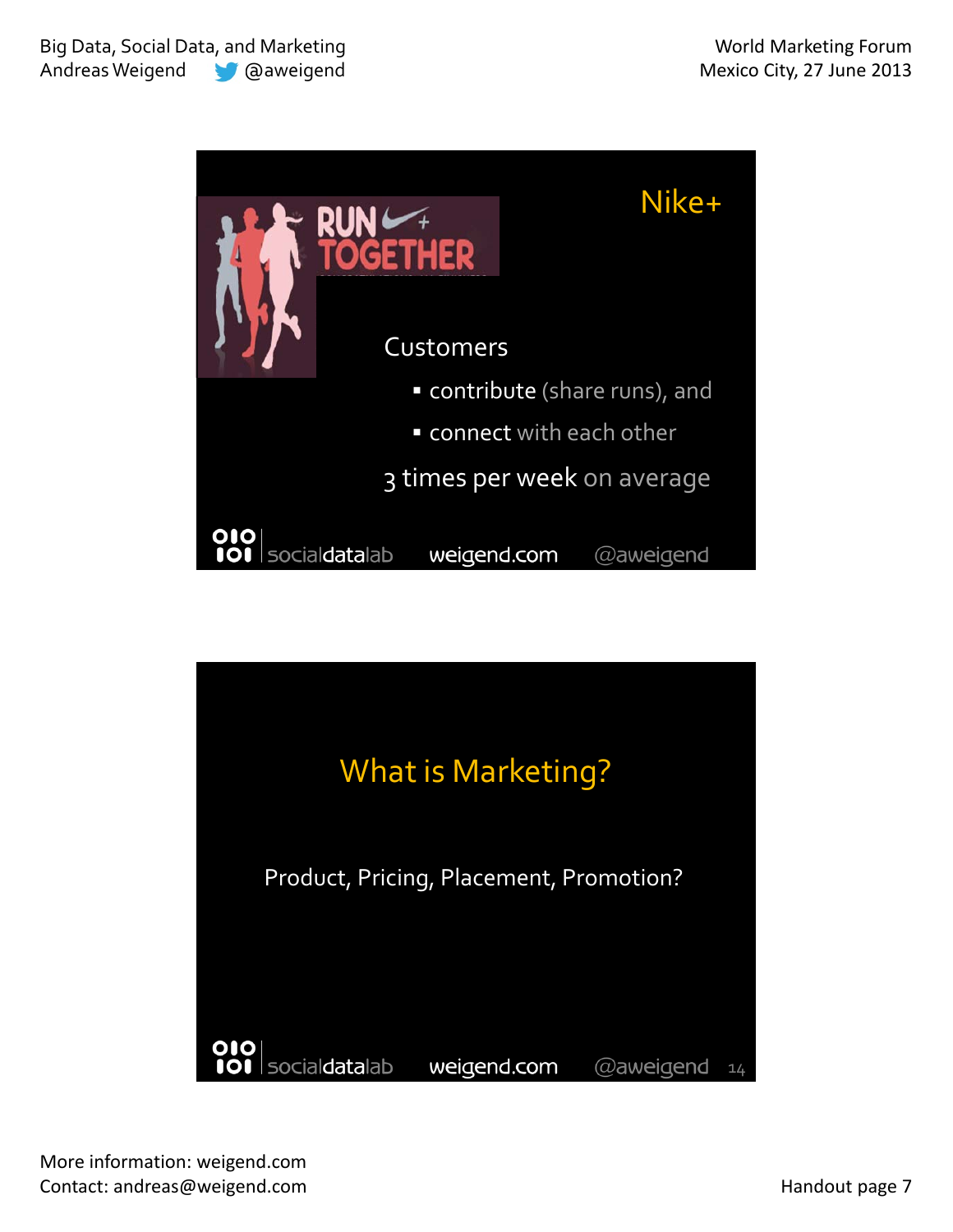## Nike+

Customers

- contribute (share runs), and
- connect with each other

3 times per week on average

## What is Marketing?

Product, Pricing, Placement, Promotion?

More information: weigend.com
Contact: andreas@weigend.com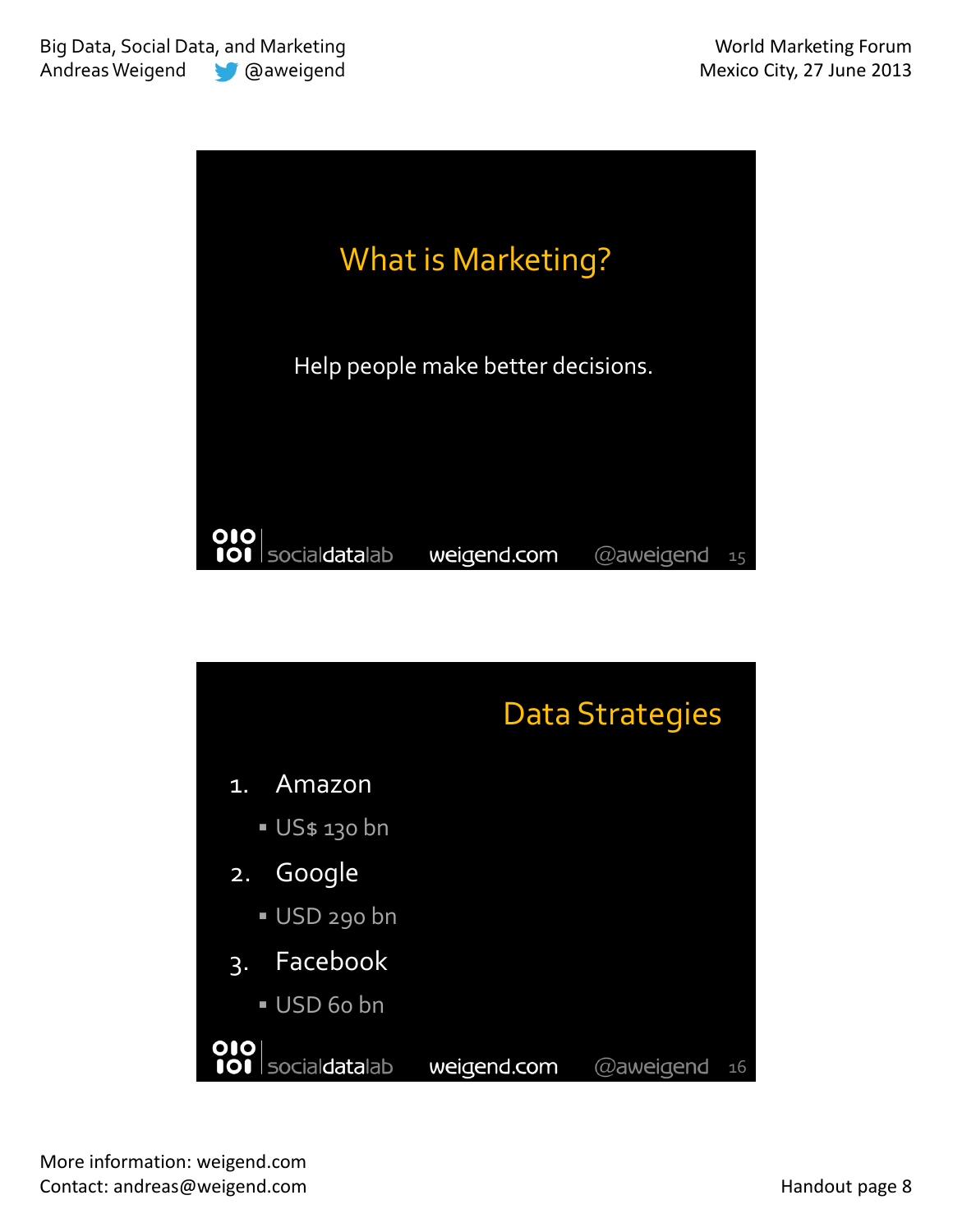## What is Marketing?

Help people make better decisions.

## Data Strategies

1. Amazon
   - US$ 130 bn
2. Google
   - USD 290 bn
3. Facebook
   - USD 60 bn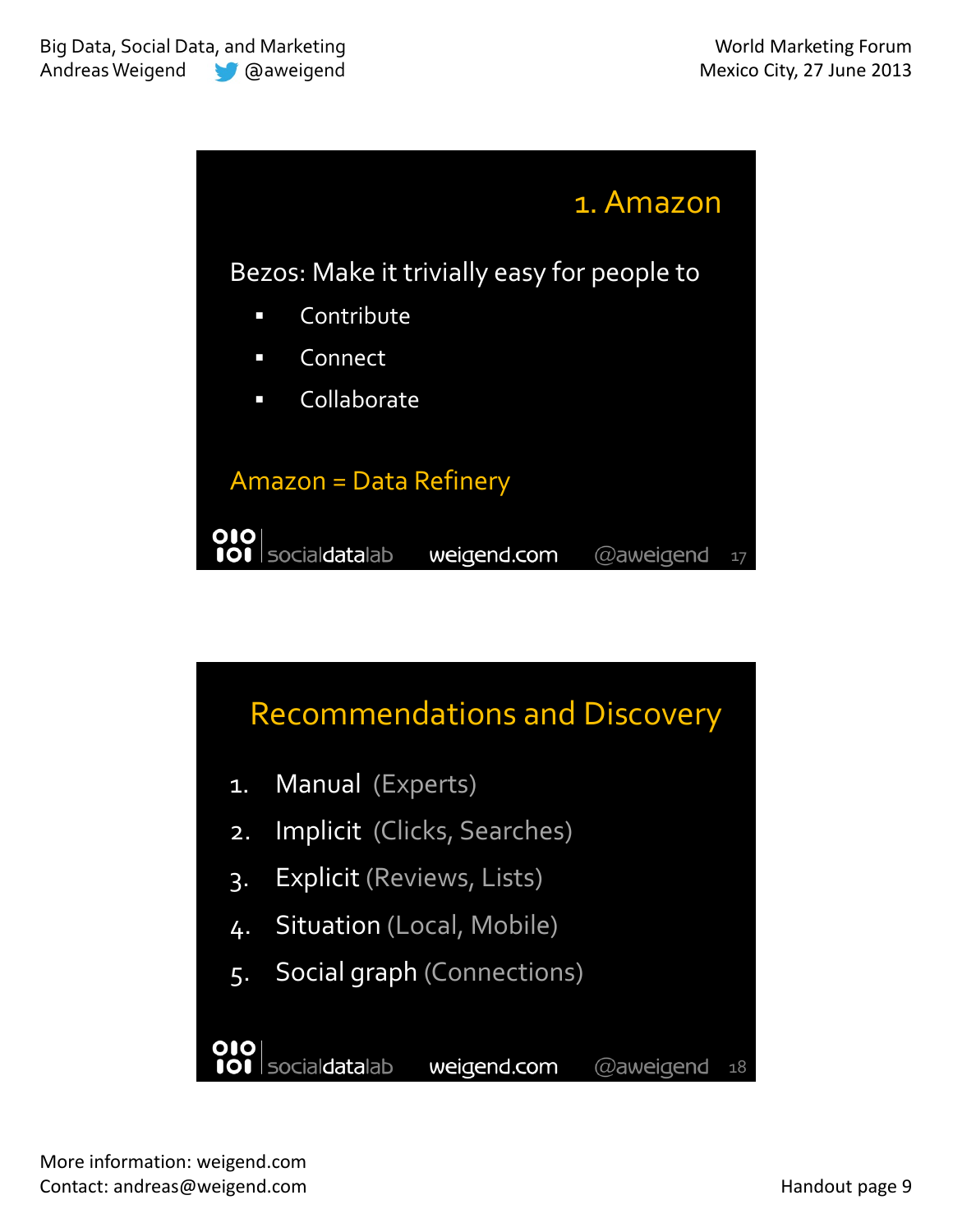## 1. Amazon

Bezos: Make it trivially easy for people to

- Contribute
- Connect
- Collaborate

Amazon = Data Refinery

socialdatalab weigend.com @aweigend 17

## Recommendations and Discovery

1. Manual (Experts)
2. Implicit (Clicks, Searches)
3. Explicit (Reviews, Lists)
4. Situation (Local, Mobile)
5. Social graph (Connections)

socialdatalab weigend.com @aweigend 18

More information: weigend.com
Contact: andreas@weigend.com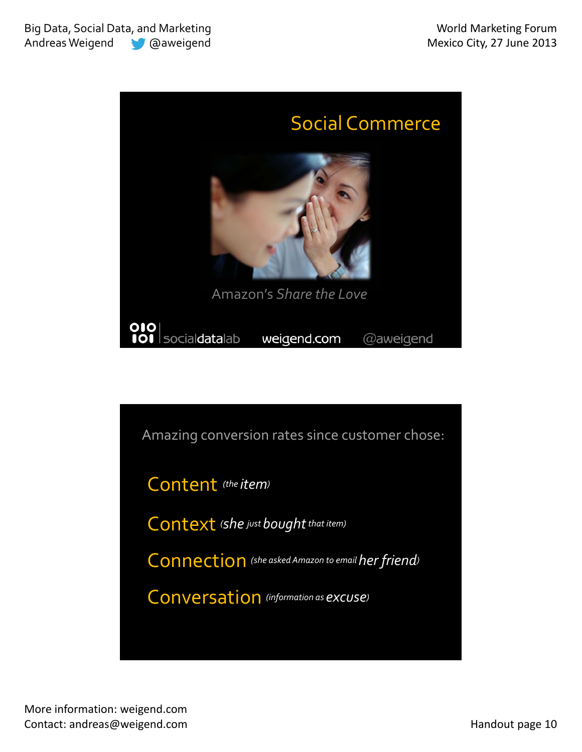## Social Commerce

Amazon's *Share the Love*

socialdatalab weigend.com @aweigend

Amazing conversion rates since customer chose:

- **Content** *(the item)*
- **Context** *(she just bought that item)*
- **Connection** *(she asked Amazon to email her friend)*
- **Conversation** *(information as excuse)*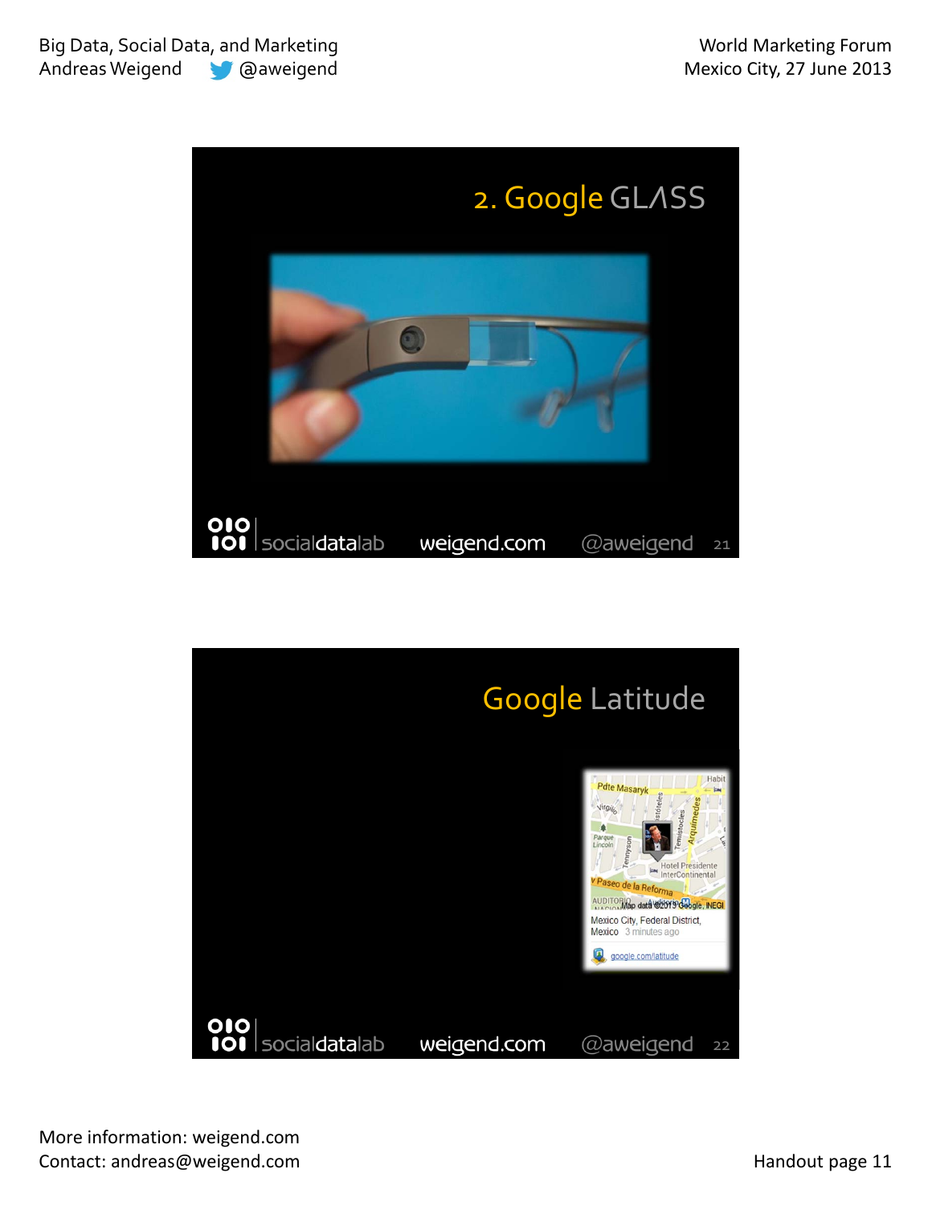## 2. Google GLASS

socialdatalab weigend.com @aweigend 21

## Google Latitude

Pdte Masaryk
Virgilio
Parque Lincoln
Tennyson
Aristóteles
Temistocles
Arquimedes
Hotel Presidente InterContinental
Paseo de la Reforma
AUDITORIO
Map data ©2013 Google, INEGI
Mexico City, Federal District, Mexico 3 minutes ago
google.com/latitude

socialdatalab weigend.com @aweigend 22

More information: weigend.com
Contact: andreas@weigend.com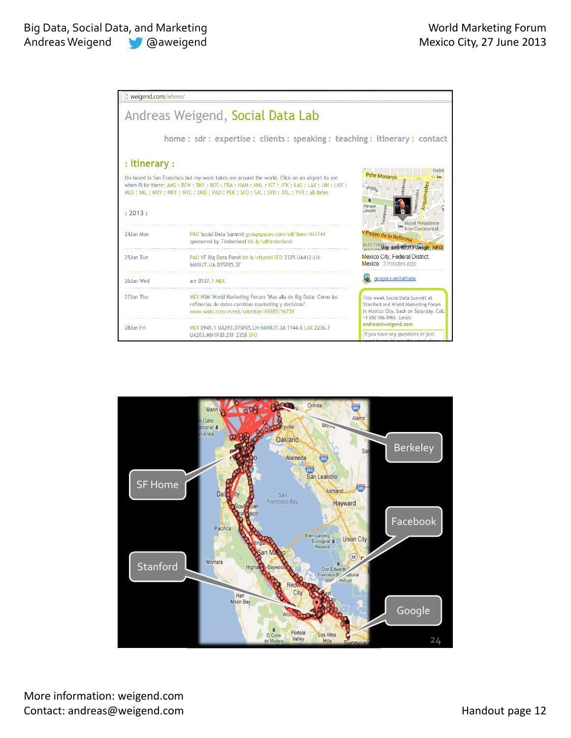weigend.com/where/

# Andreas Weigend, Social Data Lab

home : sdr : expertise : clients : speaking : teaching : itinerary : contact

## : itinerary :

I'm based in San Francisco but my work takes me around the world. Click on an airport to see when I'll be there: AMS : BCN : BKY : BOS : FRA : HAM : HNL : IST : JFK : LAS : LAX : LIN : LNY : MEX : MIL : MRY : NRT : NYC : ORD : PAO : PEK : SFO : SJC : SYD : TXL : YVR : all dates

### : 2013 :

| | |
|---|---|
| 24Jun Mon | PAO Social Data Summit groupspaces.com/sdl/item/447744 sponsored by Timberland bit.ly/sdltimberland |
| 25Jun Tue | PAO VF Big Data Panel bit.ly/vfpanel SFO 2325 UA412.LH-66HXJT.UA-D7SPX5.2F |
| 26Jun Wed | arr 0537.1 MEX |
| 27Jun Thu | MEX HSM World Marketing Forum "Mas alla de Big Data: Como las refinerias de datos cambian marketing y decisions" www.wobi.com/event/schedule/69885/56739 |
| 28Jun Fri | MEX 0945.1 UA293.D7SPX5.LH-66HXJT.3A 1144.6 LAX 2236.7 UA263.MN1PJD.21F 2358 SFO |

Mexico City, Federal District, Mexico 3 minutes ago

google.com/latitude

This week Social Data Summit at Stanford and World Marketing Forum in Mexico City, back on Saturday. Call: +1 650 906-5906. Email: andreas@weigend.com

If you have any questions or just want to say hi, use the email above

SF Home

Berkeley

Facebook

Stanford

Google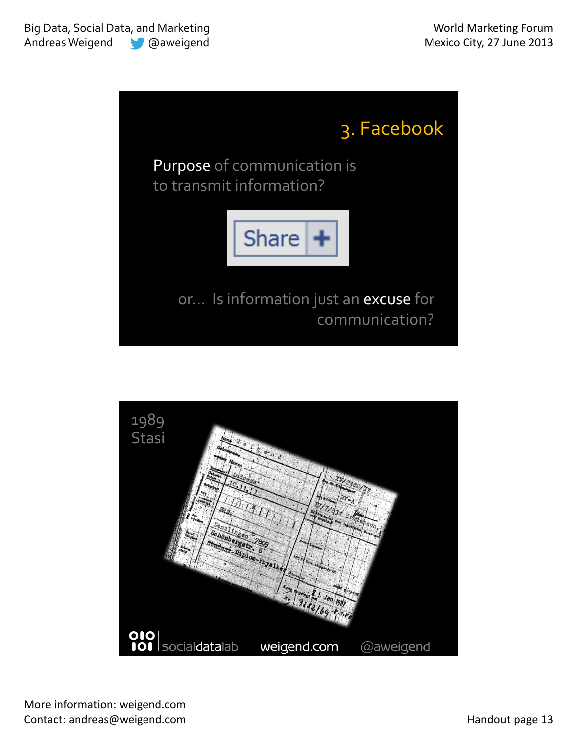## 3. Facebook

Purpose of communication is to transmit information?

Share +

or… Is information just an excuse for communication?

1989
Stasi

socialdatalab weigend.com @aweigend

More information: weigend.com
Contact: andreas@weigend.com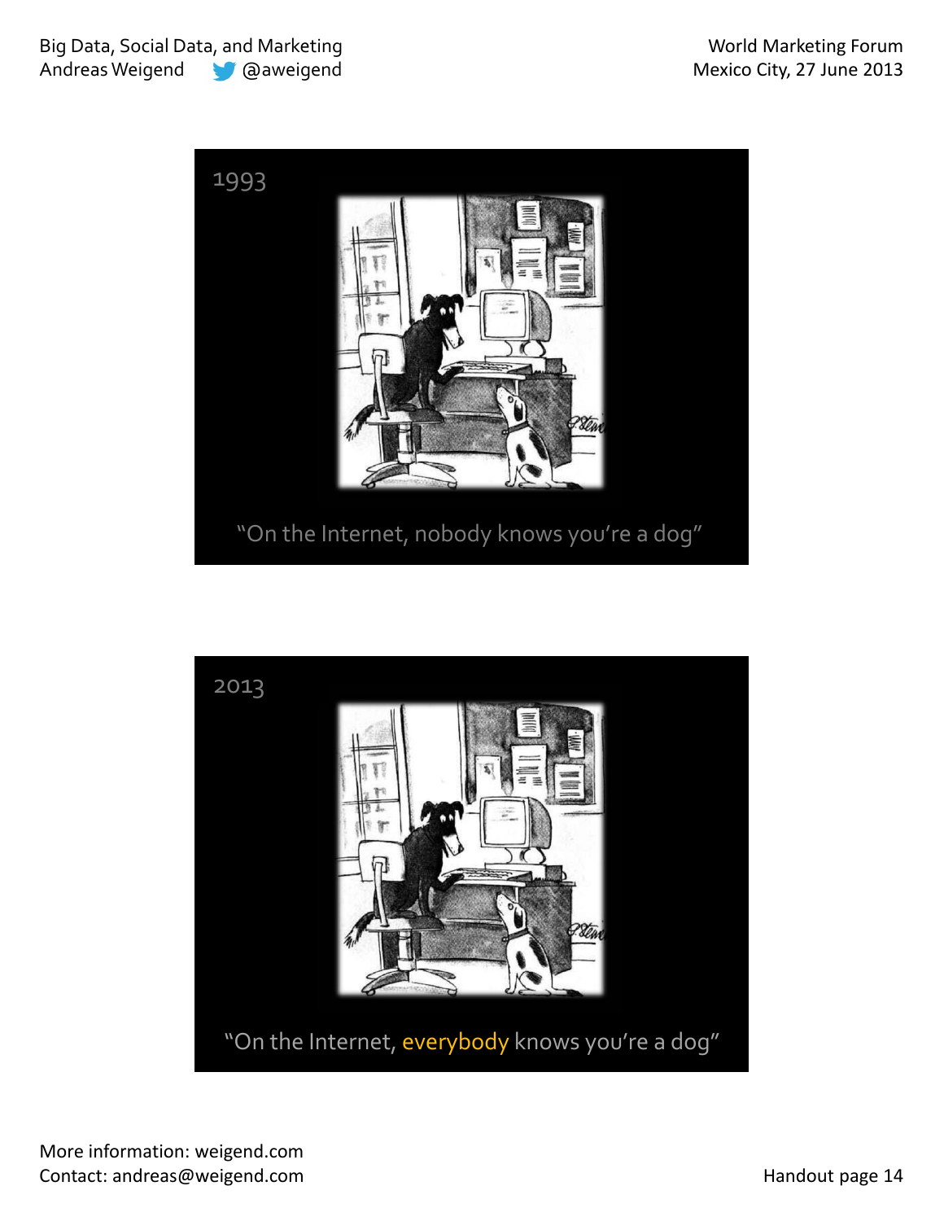1993

"On the Internet, nobody knows you're a dog"

2013

"On the Internet, everybody knows you're a dog"

More information: weigend.com
Contact: andreas@weigend.com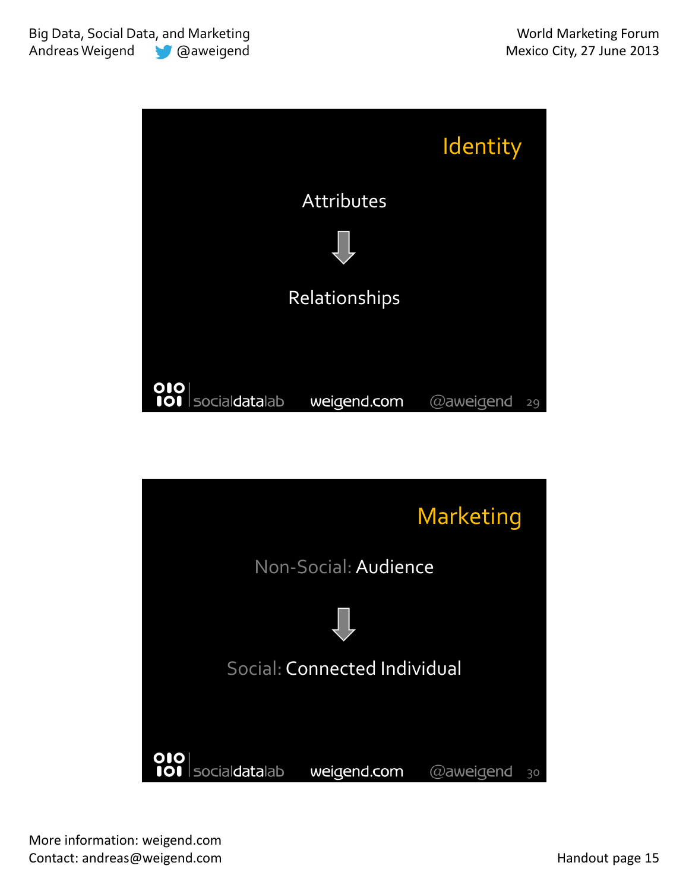## Identity

Attributes

⇩

Relationships

## Marketing

Non-Social: Audience

⇩

Social: Connected Individual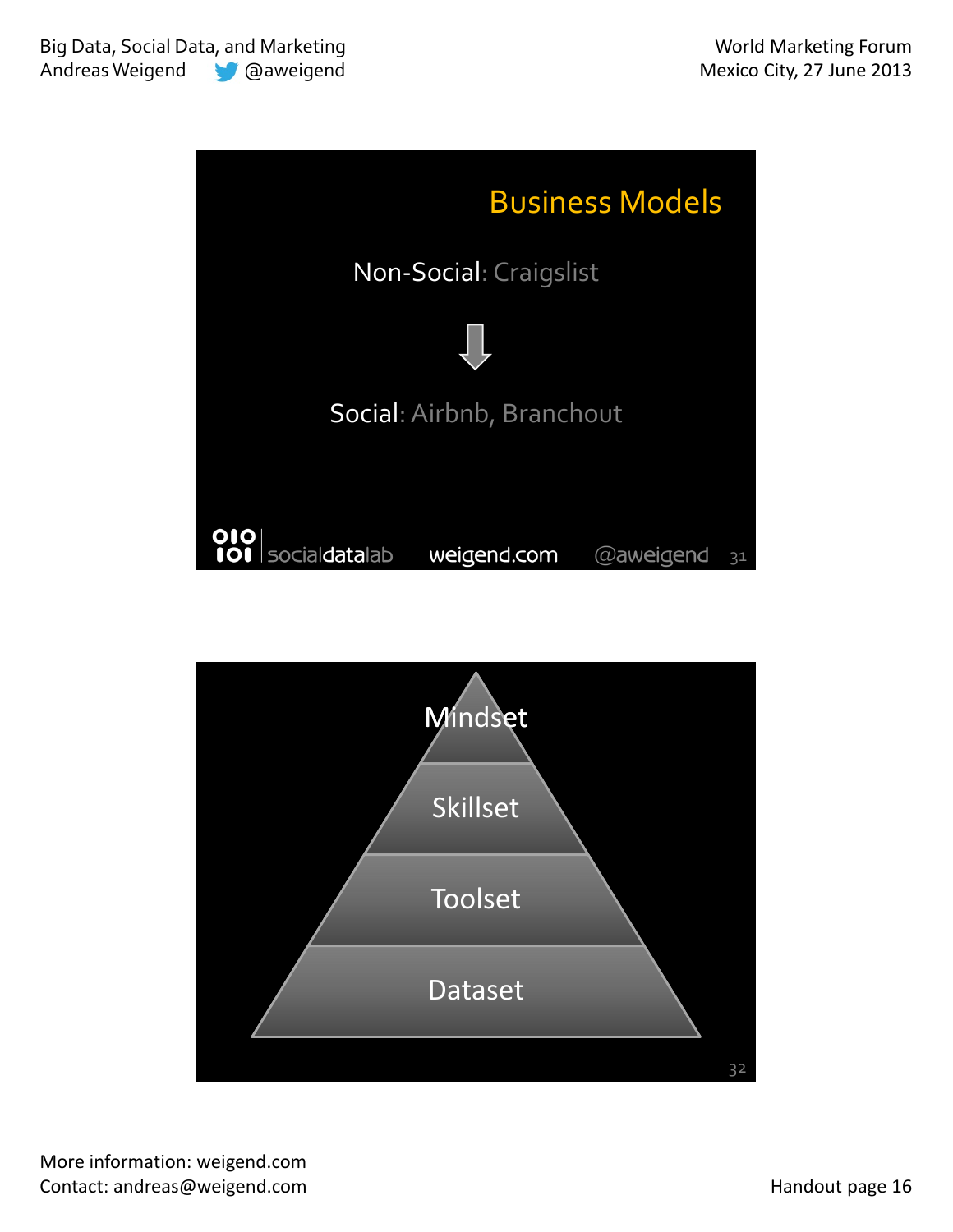## Business Models

Non-Social: Craigslist

↓

Social: Airbnb, Branchout

socialdatalab weigend.com @aweigend

---

Mindset

Skillset

Toolset

Dataset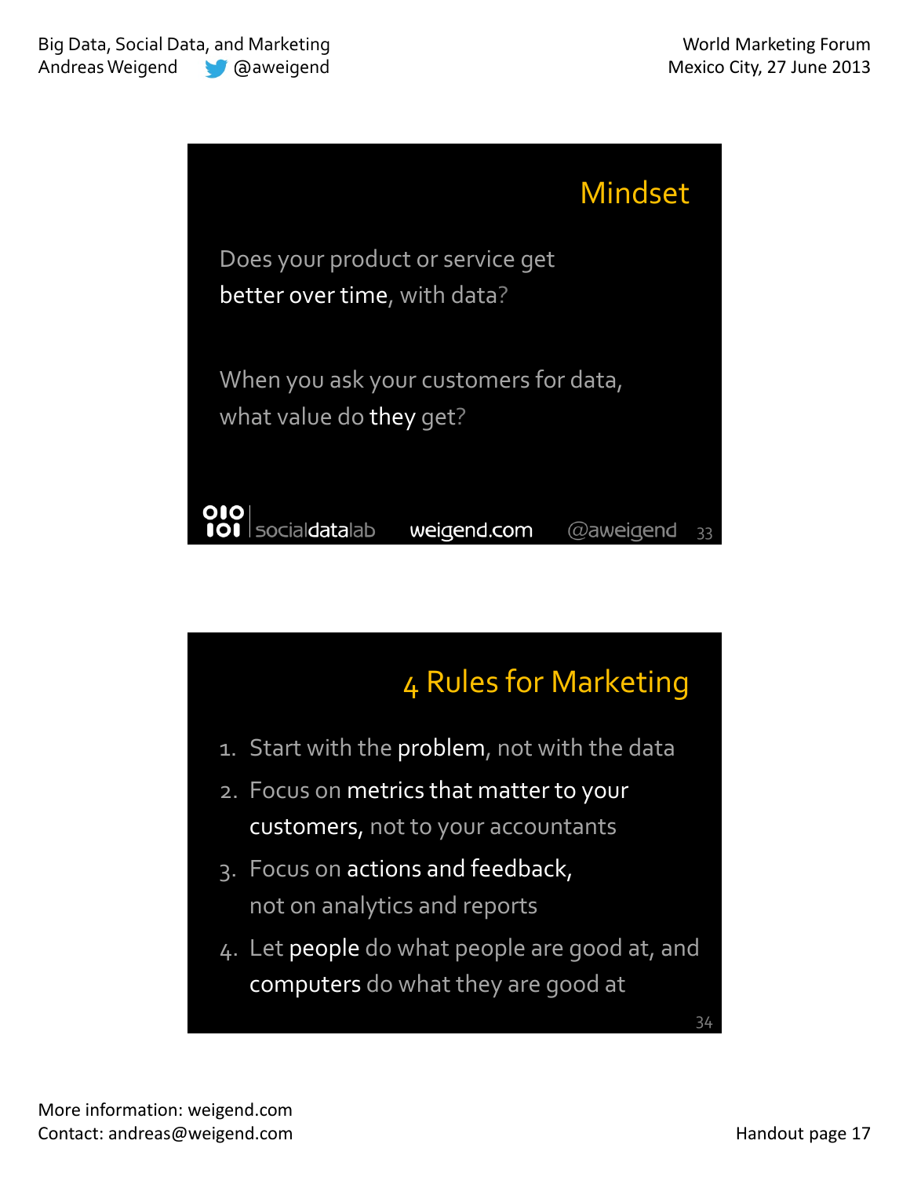## Mindset

Does your product or service get **better over time**, with data?

When you ask your customers for data, what value do **they** get?

socialdatalab weigend.com @aweigend

## 4 Rules for Marketing

1. Start with the **problem**, not with the data
2. Focus on **metrics that matter to your customers**, not to your accountants
3. Focus on **actions and feedback**, not on analytics and reports
4. Let **people** do what people are good at, and **computers** do what they are good at

More information: weigend.com
Contact: andreas@weigend.com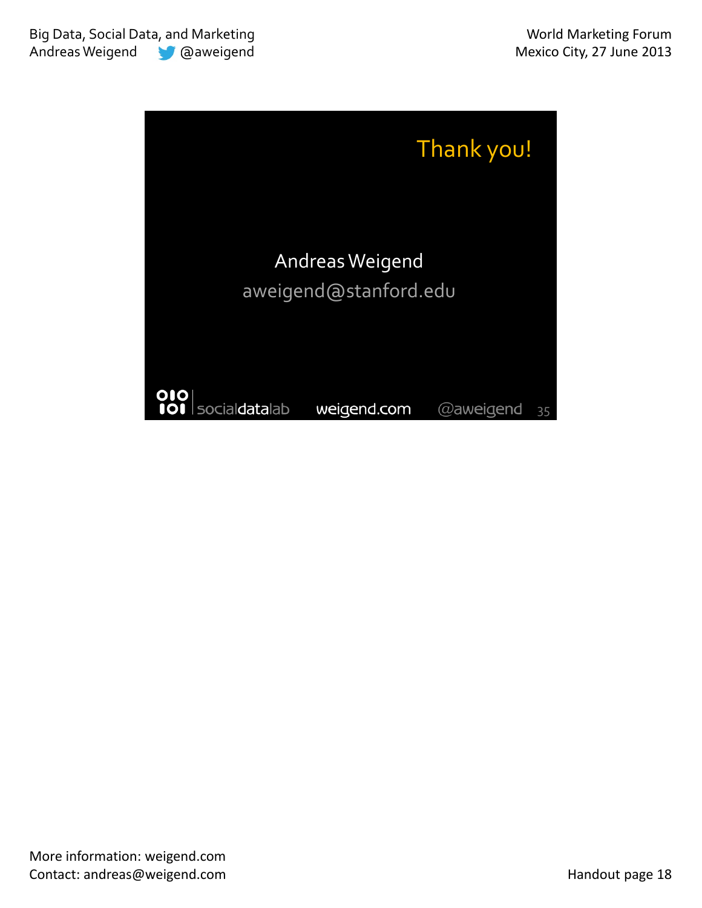# Thank you!

Andreas Weigend

aweigend@stanford.edu

socialdatalab weigend.com @aweigend

More information: weigend.com
Contact: andreas@weigend.com